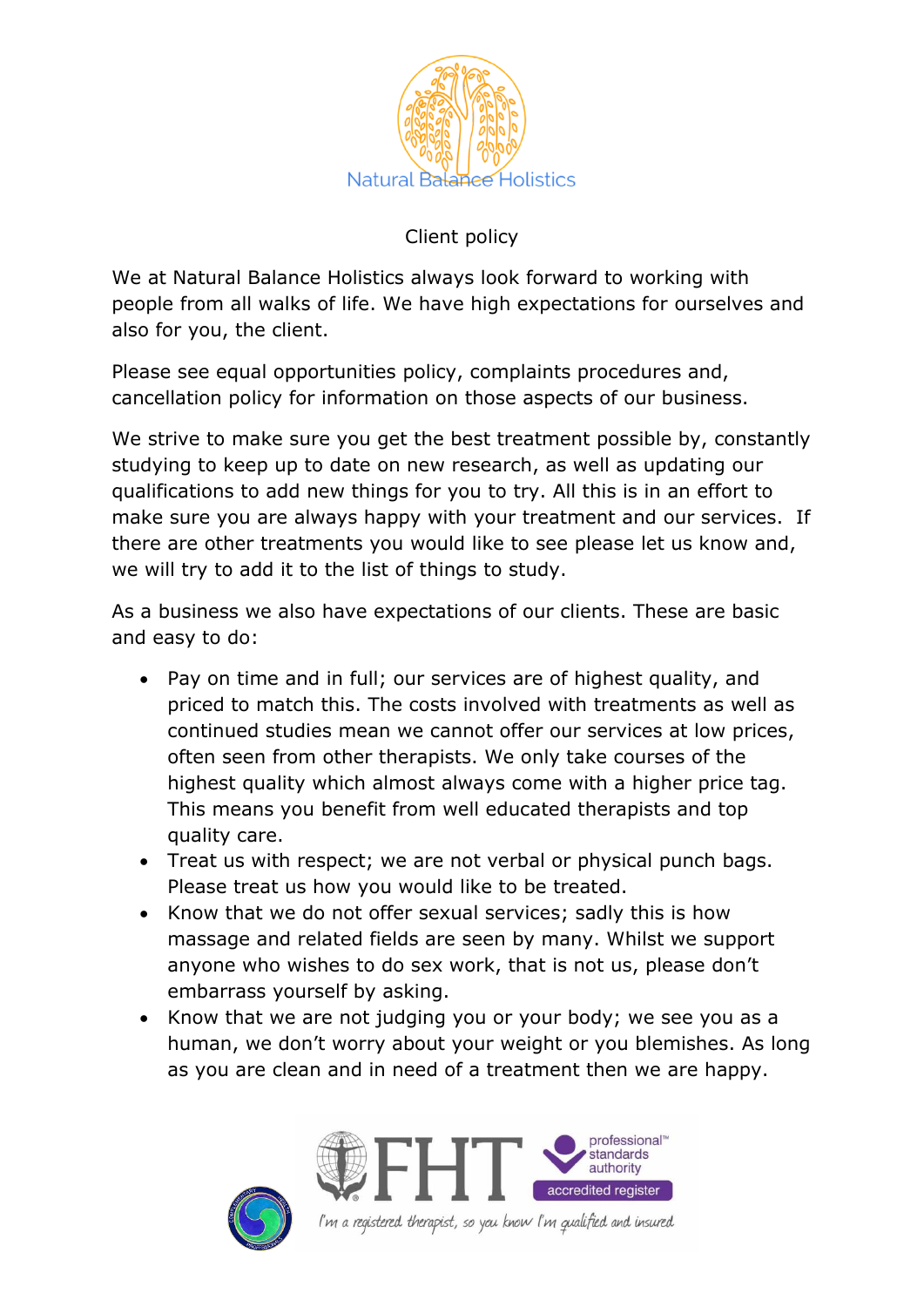Natural Balance Holistics

# Client policy

We at Natural Balance Holistics always look forward to working with people from all walks of life. We have high expectations for ourselves and also for you, the client.

Please see equal opportunities policy, complaints procedures and, cancellation policy for information on those aspects of our business.

We strive to make sure you get the best treatment possible by, constantly studying to keep up to date on new research, as well as updating our qualifications to add new things for you to try. All this is in an effort to make sure you are always happy with your treatment and our services. If there are other treatments you would like to see please let us know and, we will try to add it to the list of things to study.

As a business we also have expectations of our clients. These are basic and easy to do:

- Pay on time and in full; our services are of highest quality, and priced to match this. The costs involved with treatments as well as continued studies mean we cannot offer our services at low prices, often seen from other therapists. We only take courses of the highest quality which almost always come with a higher price tag. This means you benefit from well educated therapists and top quality care.
- Treat us with respect; we are not verbal or physical punch bags. Please treat us how you would like to be treated.
- Know that we do not offer sexual services; sadly this is how massage and related fields are seen by many. Whilst we support anyone who wishes to do sex work, that is not us, please don't embarrass yourself by asking.
- Know that we are not judging you or your body; we see you as a human, we don't worry about your weight or you blemishes. As long as you are clean and in need of a treatment then we are happy.

FHT professional™ standards authority accredited register

I'm a registered therapist, so you know I'm qualified and insured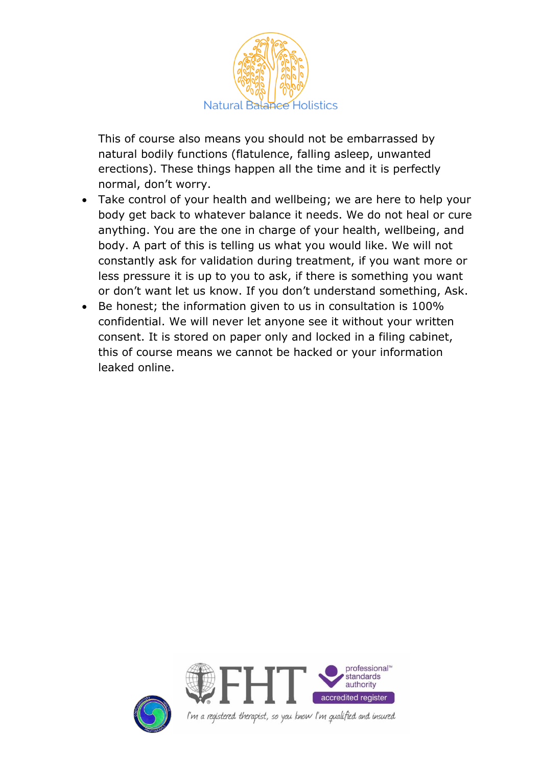This of course also means you should not be embarrassed by natural bodily functions (flatulence, falling asleep, unwanted erections). These things happen all the time and it is perfectly normal, don't worry.

- Take control of your health and wellbeing; we are here to help your body get back to whatever balance it needs. We do not heal or cure anything. You are the one in charge of your health, wellbeing, and body. A part of this is telling us what you would like. We will not constantly ask for validation during treatment, if you want more or less pressure it is up to you to ask, if there is something you want or don't want let us know. If you don't understand something, Ask.
- Be honest; the information given to us in consultation is 100% confidential. We will never let anyone see it without your written consent. It is stored on paper only and locked in a filing cabinet, this of course means we cannot be hacked or your information leaked online.